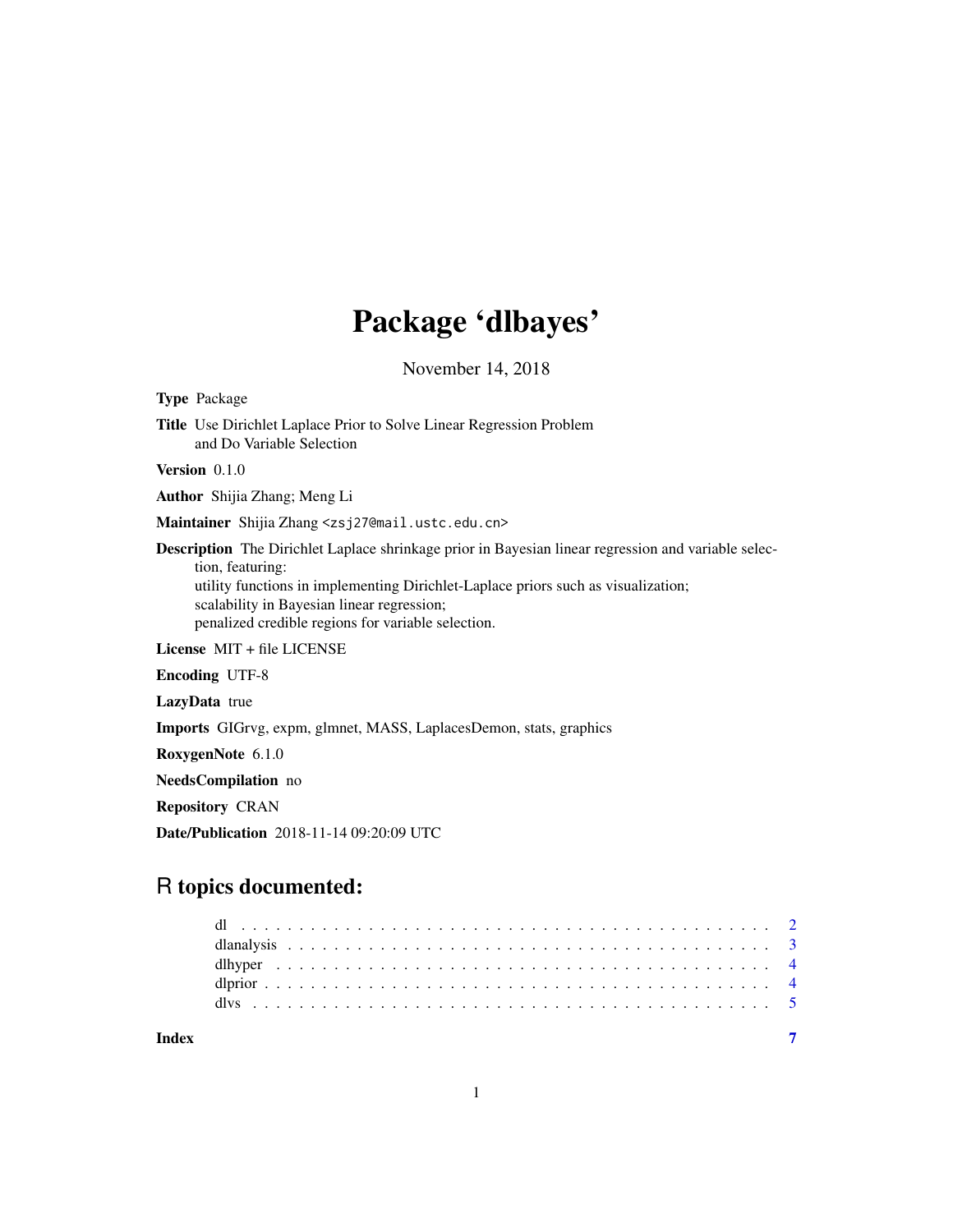# Package 'dlbayes'

November 14, 2018

**Type** Package

**Title** Use Dirichlet Laplace Prior to Solve Linear Regression Problem and Do Variable Selection

**Version** 0.1.0

**Author** Shijia Zhang; Meng Li

**Maintainer** Shijia Zhang <zsj27@mail.ustc.edu.cn>

**Description** The Dirichlet Laplace shrinkage prior in Bayesian linear regression and variable selection, featuring:
utility functions in implementing Dirichlet-Laplace priors such as visualization;
scalability in Bayesian linear regression;
penalized credible regions for variable selection.

**License** MIT + file LICENSE

**Encoding** UTF-8

**LazyData** true

**Imports** GIGrvg, expm, glmnet, MASS, LaplacesDemon, stats, graphics

**RoxygenNote** 6.1.0

**NeedsCompilation** no

**Repository** CRAN

**Date/Publication** 2018-11-14 09:20:09 UTC

## R topics documented:

- dl . . . . . . . . . . . . . . . . . . . . . . . . . . . . . . . . . . . . . . . . . . . . . 2
- dlanalysis . . . . . . . . . . . . . . . . . . . . . . . . . . . . . . . . . . . . . . . . 3
- dlhyper . . . . . . . . . . . . . . . . . . . . . . . . . . . . . . . . . . . . . . . . . . 4
- dlprior . . . . . . . . . . . . . . . . . . . . . . . . . . . . . . . . . . . . . . . . . . 4
- dlvs . . . . . . . . . . . . . . . . . . . . . . . . . . . . . . . . . . . . . . . . . . . 5

**Index** 7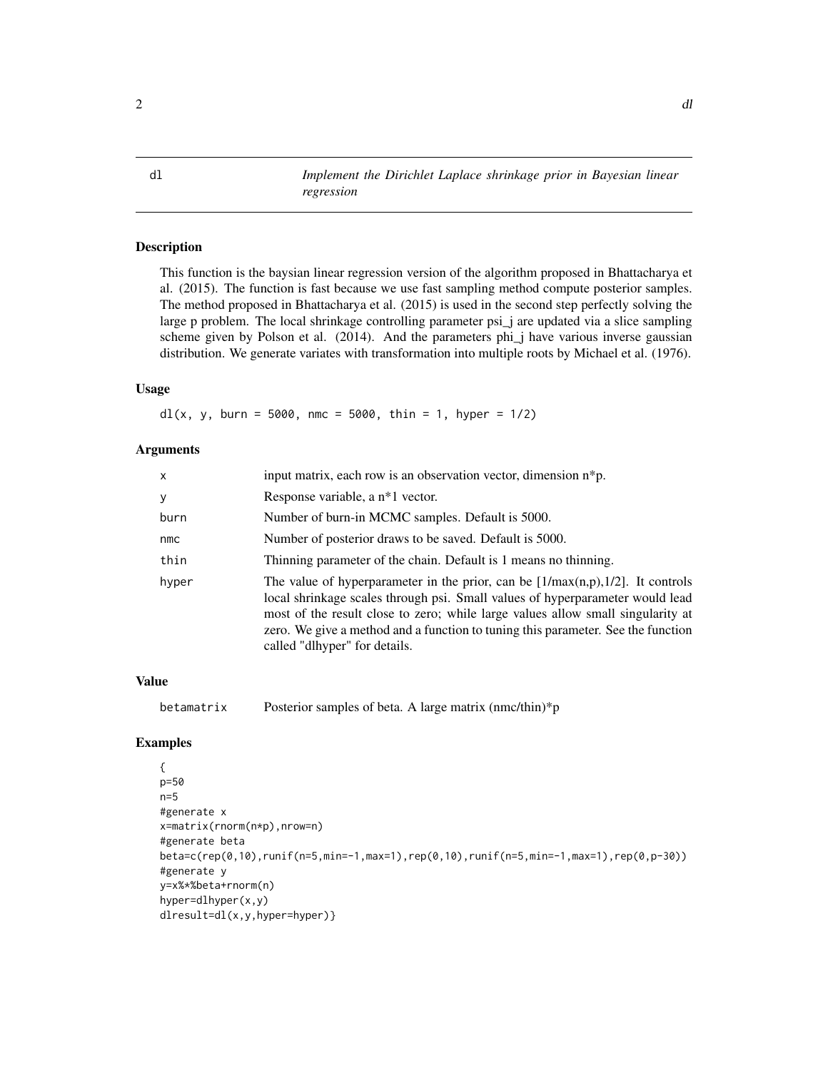# dl — *Implement the Dirichlet Laplace shrinkage prior in Bayesian linear regression*

## Description

This function is the baysian linear regression version of the algorithm proposed in Bhattacharya et al. (2015). The function is fast because we use fast sampling method compute posterior samples. The method proposed in Bhattacharya et al. (2015) is used in the second step perfectly solving the large p problem. The local shrinkage controlling parameter psi_j are updated via a slice sampling scheme given by Polson et al. (2014). And the parameters phi_j have various inverse gaussian distribution. We generate variates with transformation into multiple roots by Michael et al. (1976).

## Usage

```
dl(x, y, burn = 5000, nmc = 5000, thin = 1, hyper = 1/2)
```

## Arguments

| | |
|---|---|
| x | input matrix, each row is an observation vector, dimension n*p. |
| y | Response variable, a n*1 vector. |
| burn | Number of burn-in MCMC samples. Default is 5000. |
| nmc | Number of posterior draws to be saved. Default is 5000. |
| thin | Thinning parameter of the chain. Default is 1 means no thinning. |
| hyper | The value of hyperparameter in the prior, can be [1/max(n,p),1/2]. It controls local shrinkage scales through psi. Small values of hyperparameter would lead most of the result close to zero; while large values allow small singularity at zero. We give a method and a function to tuning this parameter. See the function called "dlhyper" for details. |

## Value

| | |
|---|---|
| betamatrix | Posterior samples of beta. A large matrix (nmc/thin)*p |

## Examples

```
{
p=50
n=5
#generate x
x=matrix(rnorm(n*p),nrow=n)
#generate beta
beta=c(rep(0,10),runif(n=5,min=-1,max=1),rep(0,10),runif(n=5,min=-1,max=1),rep(0,p-30))
#generate y
y=x%*%beta+rnorm(n)
hyper=dlhyper(x,y)
dlresult=dl(x,y,hyper=hyper)}
```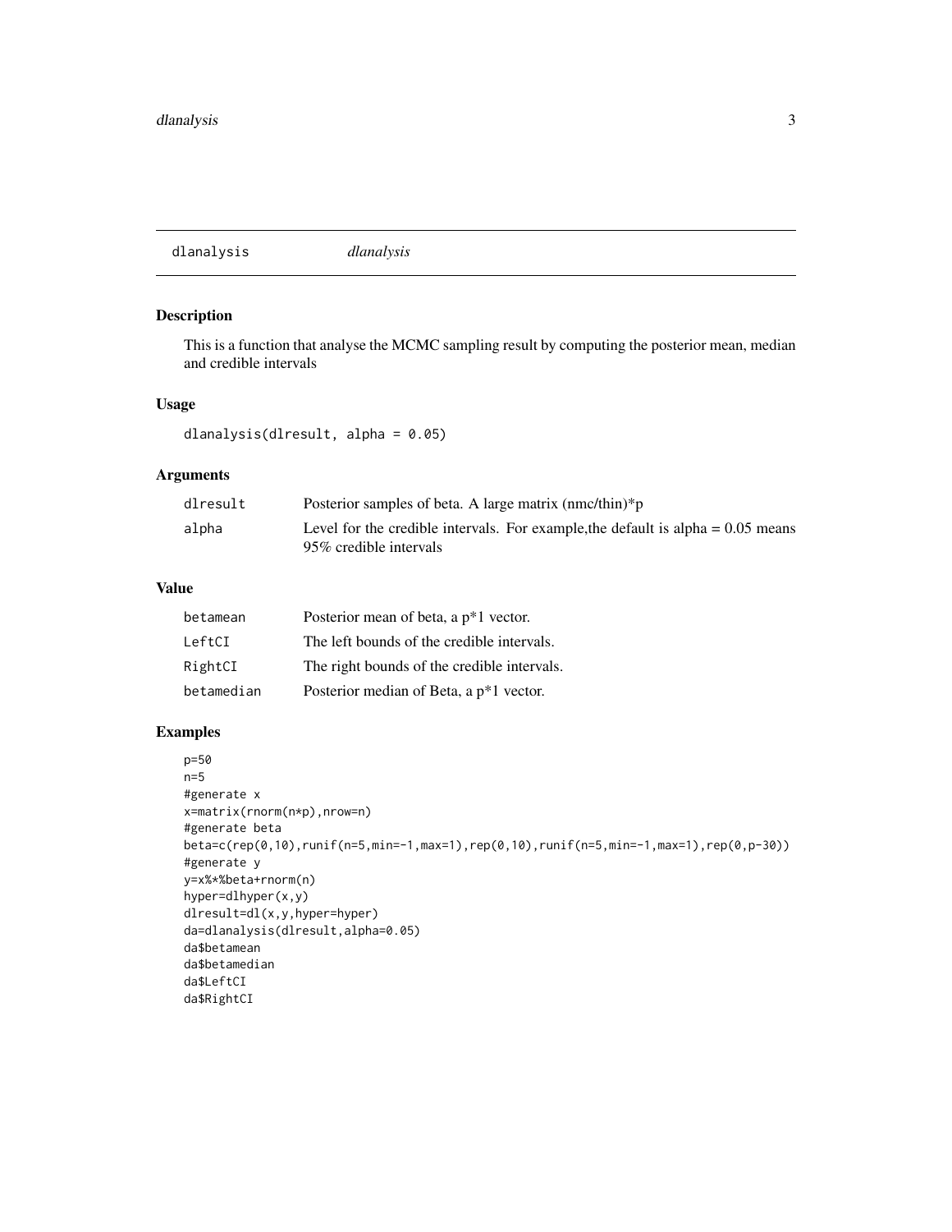## dlanalysis *dlanalysis*

### Description

This is a function that analyse the MCMC sampling result by computing the posterior mean, median and credible intervals

### Usage

```
dlanalysis(dlresult, alpha = 0.05)
```

### Arguments

| | |
|---|---|
| dlresult | Posterior samples of beta. A large matrix (nmc/thin)*p |
| alpha | Level for the credible intervals. For example,the default is alpha = 0.05 means 95% credible intervals |

### Value

| | |
|---|---|
| betamean | Posterior mean of beta, a p*1 vector. |
| LeftCI | The left bounds of the credible intervals. |
| RightCI | The right bounds of the credible intervals. |
| betamedian | Posterior median of Beta, a p*1 vector. |

### Examples

```
p=50
n=5
#generate x
x=matrix(rnorm(n*p),nrow=n)
#generate beta
beta=c(rep(0,10),runif(n=5,min=-1,max=1),rep(0,10),runif(n=5,min=-1,max=1),rep(0,p-30))
#generate y
y=x%*%beta+rnorm(n)
hyper=dlhyper(x,y)
dlresult=dl(x,y,hyper=hyper)
da=dlanalysis(dlresult,alpha=0.05)
da$betamean
da$betamedian
da$LeftCI
da$RightCI
```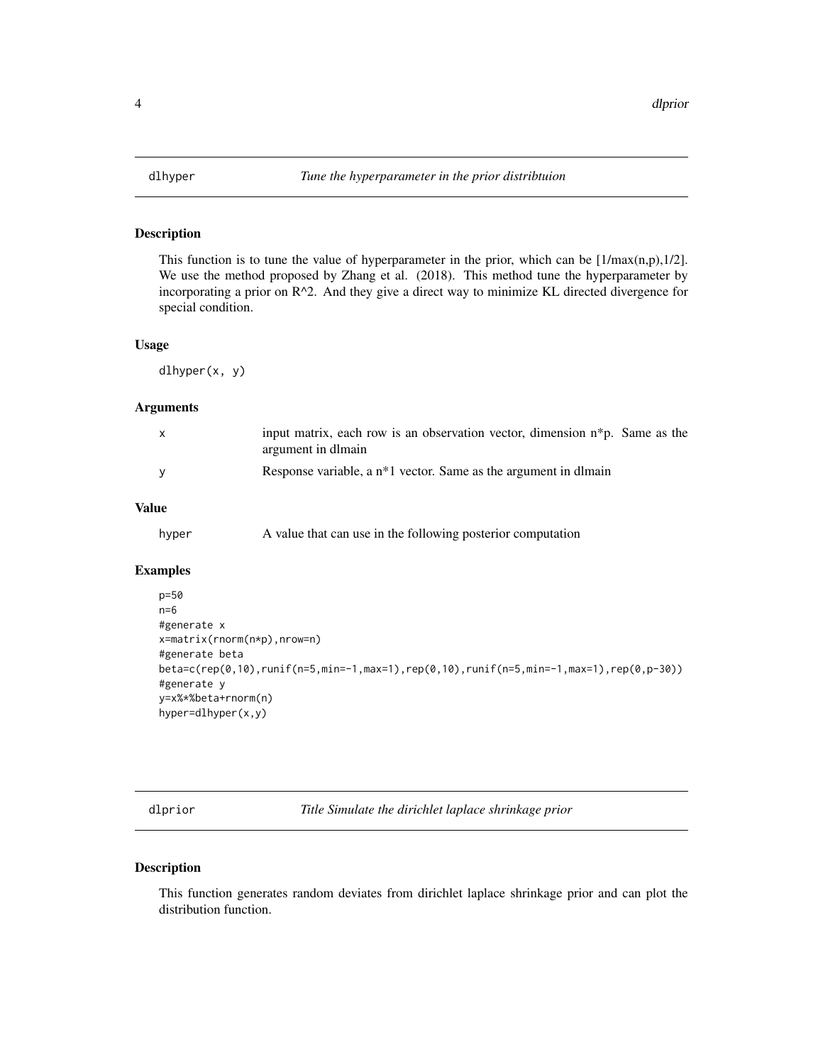## dlhyper *Tune the hyperparameter in the prior distribtuion*

### Description

This function is to tune the value of hyperparameter in the prior, which can be [1/max(n,p),1/2]. We use the method proposed by Zhang et al. (2018). This method tune the hyperparameter by incorporating a prior on $R^2$. And they give a direct way to minimize KL directed divergence for special condition.

### Usage

```
dlhyper(x, y)
```

### Arguments

| | |
|---|---|
| x | input matrix, each row is an observation vector, dimension n*p. Same as the argument in dlmain |
| y | Response variable, a n*1 vector. Same as the argument in dlmain |

### Value

| | |
|---|---|
| hyper | A value that can use in the following posterior computation |

### Examples

```
p=50
n=6
#generate x
x=matrix(rnorm(n*p),nrow=n)
#generate beta
beta=c(rep(0,10),runif(n=5,min=-1,max=1),rep(0,10),runif(n=5,min=-1,max=1),rep(0,p-30))
#generate y
y=x%*%beta+rnorm(n)
hyper=dlhyper(x,y)
```

## dlprior *Title Simulate the dirichlet laplace shrinkage prior*

### Description

This function generates random deviates from dirichlet laplace shrinkage prior and can plot the distribution function.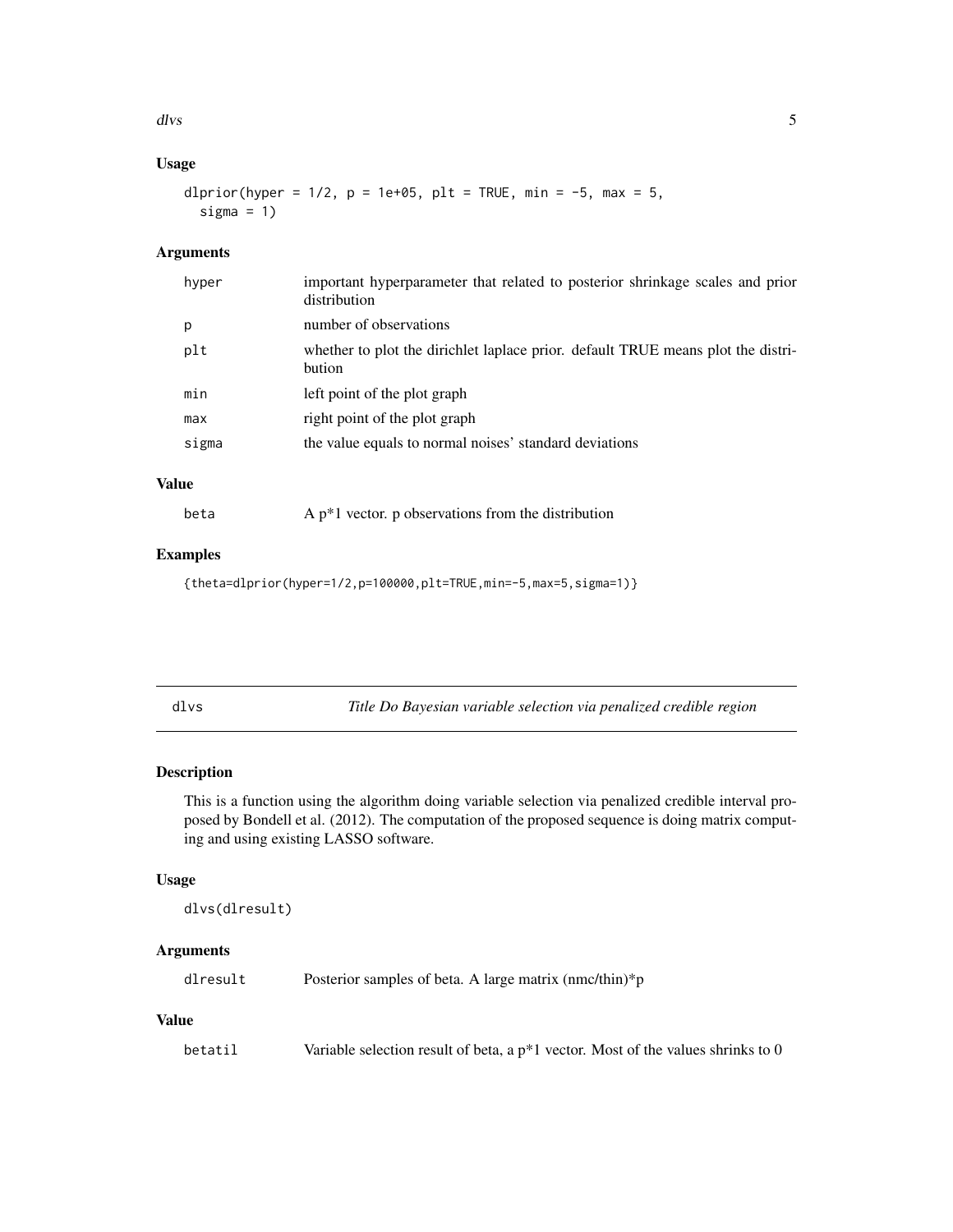## Usage

```
dlprior(hyper = 1/2, p = 1e+05, plt = TRUE, min = -5, max = 5,
  sigma = 1)
```

## Arguments

| | |
|---|---|
| hyper | important hyperparameter that related to posterior shrinkage scales and prior distribution |
| p | number of observations |
| plt | whether to plot the dirichlet laplace prior. default TRUE means plot the distribution |
| min | left point of the plot graph |
| max | right point of the plot graph |
| sigma | the value equals to normal noises' standard deviations |

## Value

| | |
|---|---|
| beta | A p*1 vector. p observations from the distribution |

## Examples

```
{theta=dlprior(hyper=1/2,p=100000,plt=TRUE,min=-5,max=5,sigma=1)}
```

---

# dlvs — *Title Do Bayesian variable selection via penalized credible region*

---

## Description

This is a function using the algorithm doing variable selection via penalized credible interval proposed by Bondell et al. (2012). The computation of the proposed sequence is doing matrix computing and using existing LASSO software.

## Usage

```
dlvs(dlresult)
```

## Arguments

| | |
|---|---|
| dlresult | Posterior samples of beta. A large matrix (nmc/thin)*p |

## Value

| | |
|---|---|
| betatil | Variable selection result of beta, a p*1 vector. Most of the values shrinks to 0 |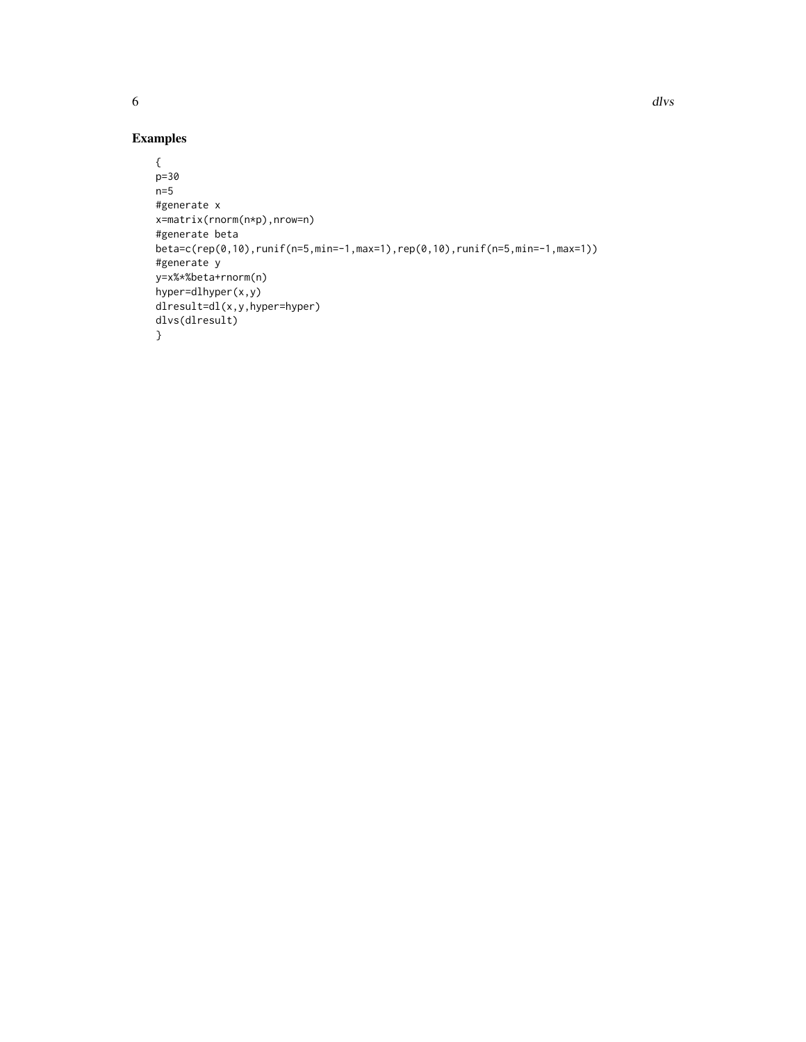## Examples

```
{
p=30
n=5
#generate x
x=matrix(rnorm(n*p),nrow=n)
#generate beta
beta=c(rep(0,10),runif(n=5,min=-1,max=1),rep(0,10),runif(n=5,min=-1,max=1))
#generate y
y=x%*%beta+rnorm(n)
hyper=dlhyper(x,y)
dlresult=dl(x,y,hyper=hyper)
dlvs(dlresult)
}
```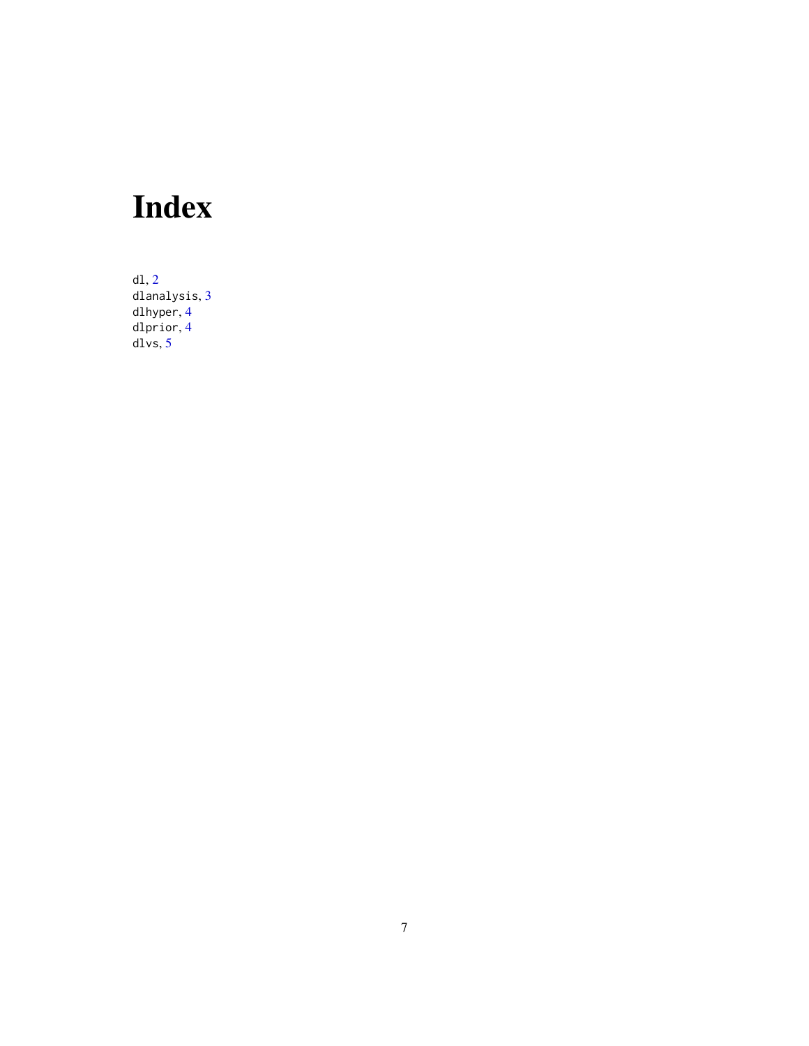# Index

dl, 2
dlanalysis, 3
dlhyper, 4
dlprior, 4
dlvs, 5